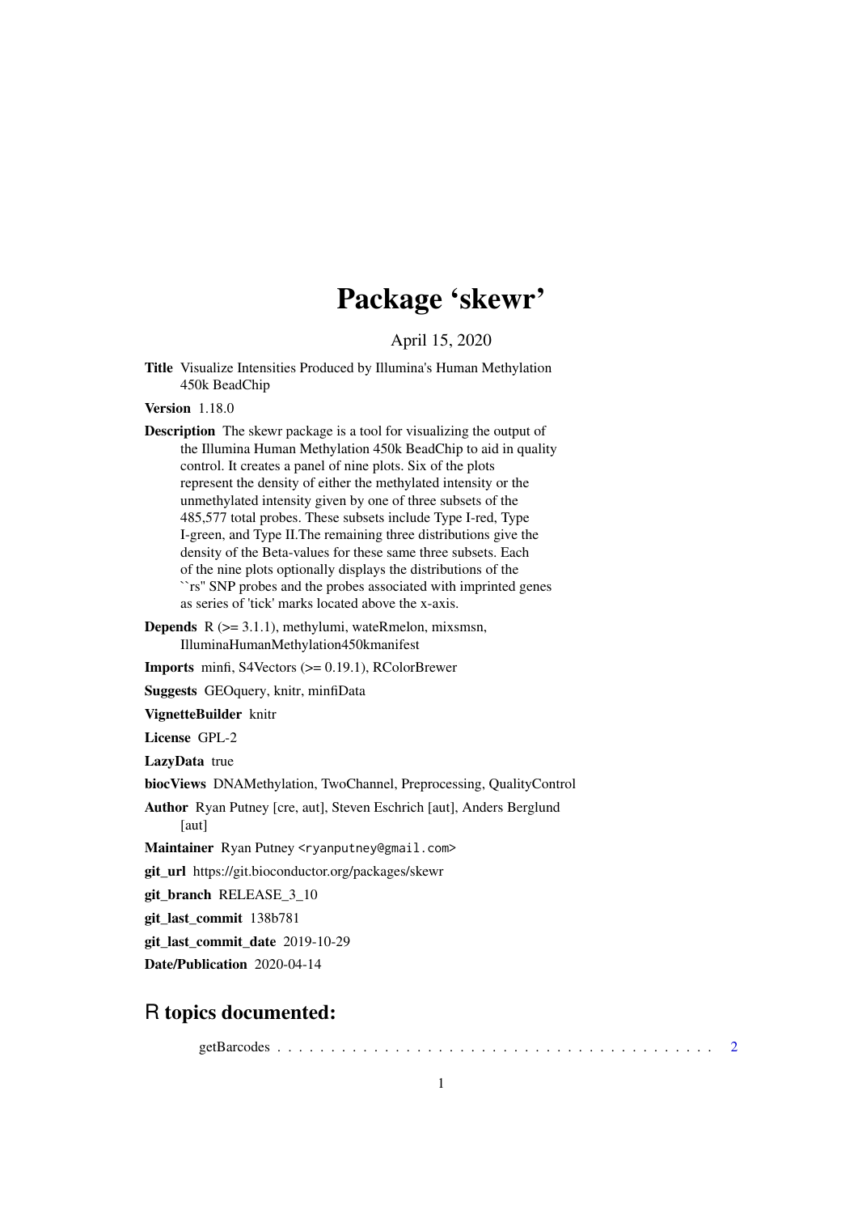# Package 'skewr'

April 15, 2020

**Title** Visualize Intensities Produced by Illumina's Human Methylation 450k BeadChip

**Version** 1.18.0

**Description** The skewr package is a tool for visualizing the output of the Illumina Human Methylation 450k BeadChip to aid in quality control. It creates a panel of nine plots. Six of the plots represent the density of either the methylated intensity or the unmethylated intensity given by one of three subsets of the 485,577 total probes. These subsets include Type I-red, Type I-green, and Type II.The remaining three distributions give the density of the Beta-values for these same three subsets. Each of the nine plots optionally displays the distributions of the ``rs'' SNP probes and the probes associated with imprinted genes as series of 'tick' marks located above the x-axis.

**Depends** R (>= 3.1.1), methylumi, wateRmelon, mixsmsn, IlluminaHumanMethylation450kmanifest

**Imports** minfi, S4Vectors (>= 0.19.1), RColorBrewer

**Suggests** GEOquery, knitr, minfiData

**VignetteBuilder** knitr

**License** GPL-2

**LazyData** true

**biocViews** DNAMethylation, TwoChannel, Preprocessing, QualityControl

**Author** Ryan Putney [cre, aut], Steven Eschrich [aut], Anders Berglund [aut]

**Maintainer** Ryan Putney <ryanputney@gmail.com>

**git_url** https://git.bioconductor.org/packages/skewr

**git_branch** RELEASE_3_10

**git_last_commit** 138b781

**git_last_commit_date** 2019-10-29

**Date/Publication** 2020-04-14

## R topics documented:

getBarcodes . . . . . . . . . . . . . . . . . . . . . . . . . . . . . . . . . . . . . . . . 2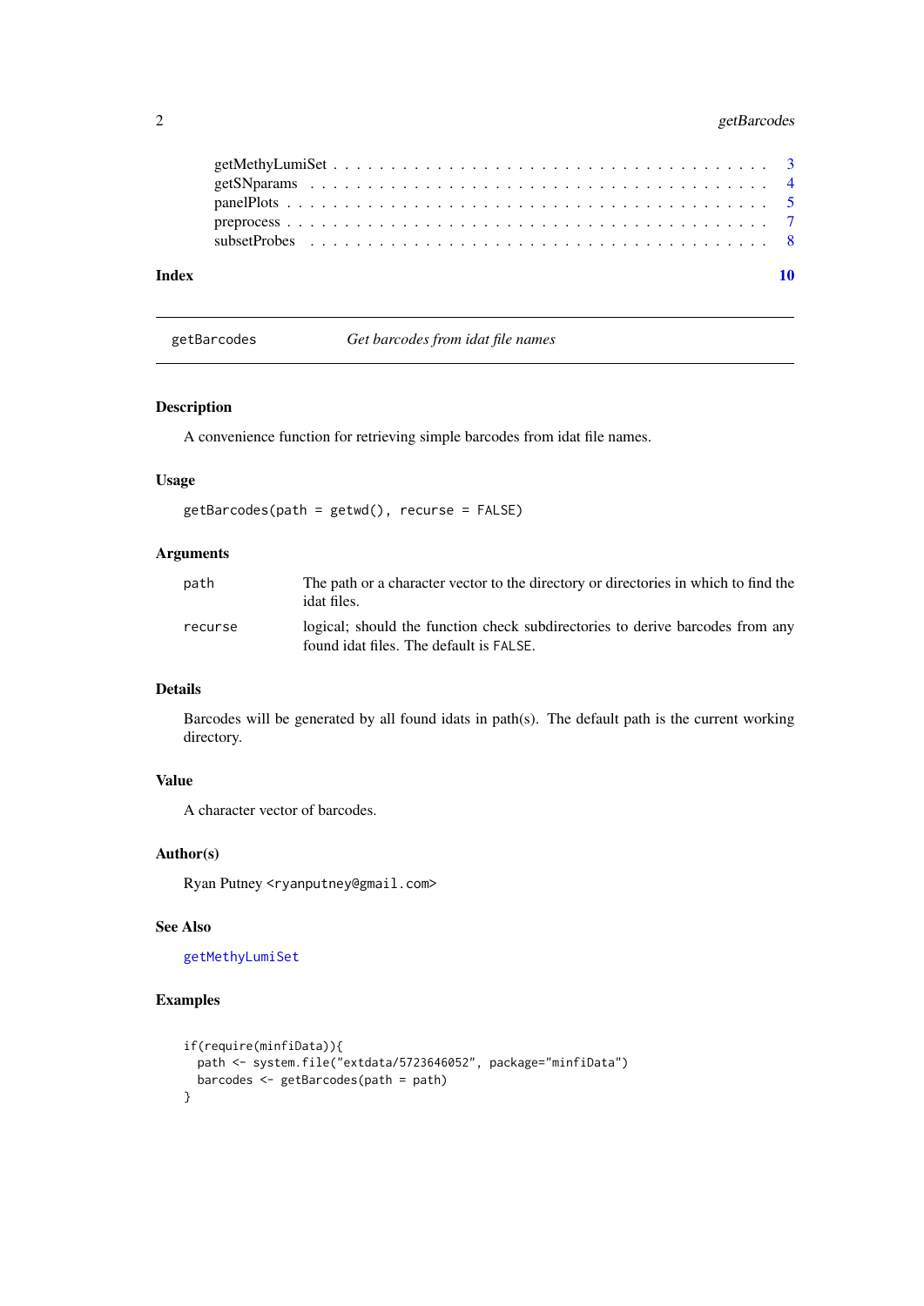getMethyLumiSet . . . . . . . . . . . . . . . . . . . . . . . . . . . . . . . . . . . 3
getSNparams . . . . . . . . . . . . . . . . . . . . . . . . . . . . . . . . . . . . . 4
panelPlots . . . . . . . . . . . . . . . . . . . . . . . . . . . . . . . . . . . . . . 5
preprocess . . . . . . . . . . . . . . . . . . . . . . . . . . . . . . . . . . . . . . 7
subsetProbes . . . . . . . . . . . . . . . . . . . . . . . . . . . . . . . . . . . . . 8

**Index** **10**

---

## getBarcodes — *Get barcodes from idat file names*

---

### Description

A convenience function for retrieving simple barcodes from idat file names.

### Usage

```
getBarcodes(path = getwd(), recurse = FALSE)
```

### Arguments

| | |
|---|---|
| `path` | The path or a character vector to the directory or directories in which to find the idat files. |
| `recurse` | logical; should the function check subdirectories to derive barcodes from any found idat files. The default is `FALSE`. |

### Details

Barcodes will be generated by all found idats in path(s). The default path is the current working directory.

### Value

A character vector of barcodes.

### Author(s)

Ryan Putney `<ryanputney@gmail.com>`

### See Also

`getMethyLumiSet`

### Examples

```
if(require(minfiData)){
  path <- system.file("extdata/5723646052", package="minfiData")
  barcodes <- getBarcodes(path = path)
}
```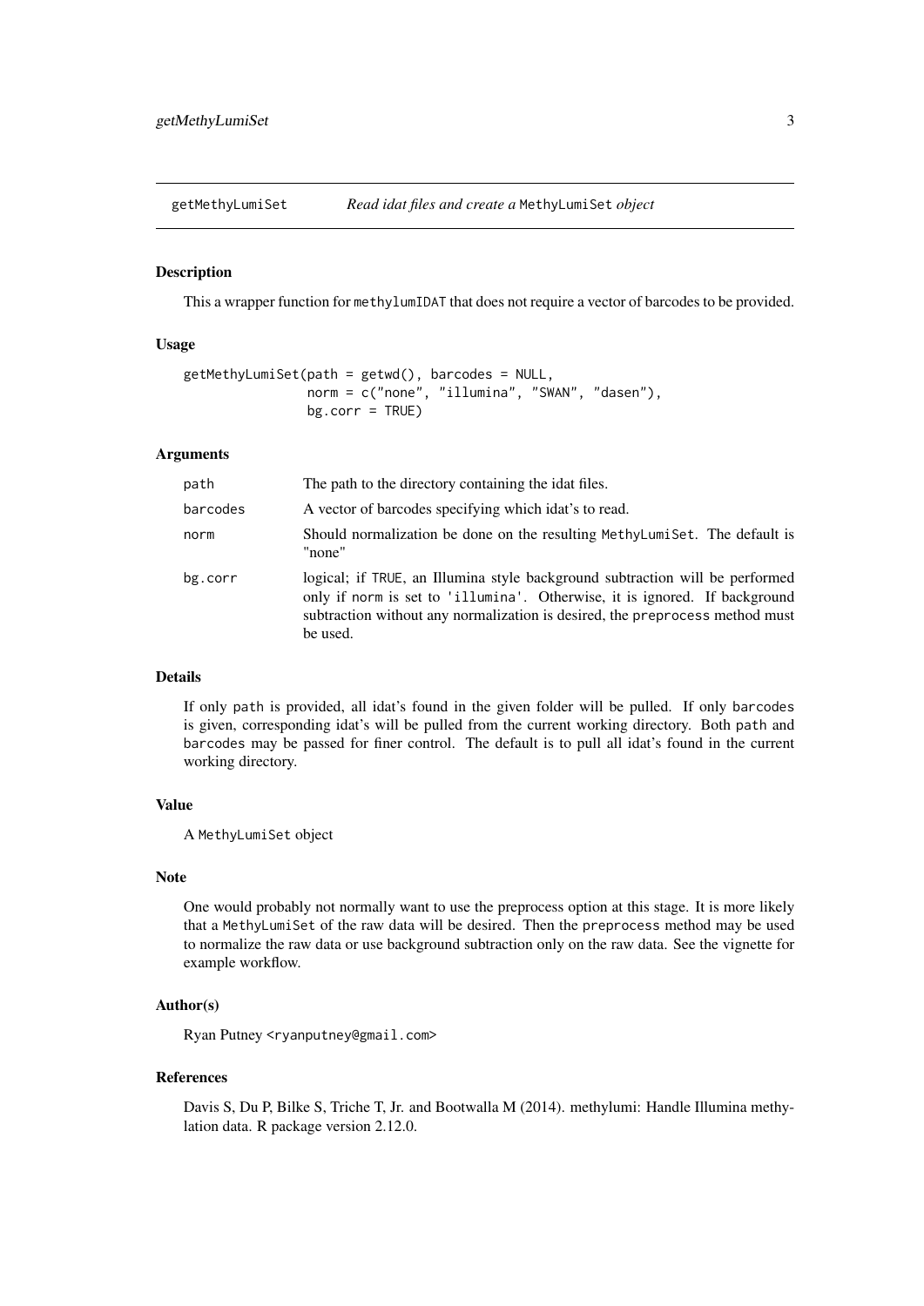## getMethyLumiSet — *Read idat files and create a* `MethyLumiSet` *object*

### Description

This a wrapper function for `methylumIDAT` that does not require a vector of barcodes to be provided.

### Usage

```
getMethyLumiSet(path = getwd(), barcodes = NULL,
                norm = c("none", "illumina", "SWAN", "dasen"),
                bg.corr = TRUE)
```

### Arguments

| | |
|---|---|
| `path` | The path to the directory containing the idat files. |
| `barcodes` | A vector of barcodes specifying which idat's to read. |
| `norm` | Should normalization be done on the resulting `MethyLumiSet`. The default is "none" |
| `bg.corr` | logical; if `TRUE`, an Illumina style background subtraction will be performed only if `norm` is set to `'illumina'`. Otherwise, it is ignored. If background subtraction without any normalization is desired, the `preprocess` method must be used. |

### Details

If only `path` is provided, all idat's found in the given folder will be pulled. If only `barcodes` is given, corresponding idat's will be pulled from the current working directory. Both `path` and `barcodes` may be passed for finer control. The default is to pull all idat's found in the current working directory.

### Value

A `MethyLumiSet` object

### Note

One would probably not normally want to use the preprocess option at this stage. It is more likely that a `MethyLumiSet` of the raw data will be desired. Then the `preprocess` method may be used to normalize the raw data or use background subtraction only on the raw data. See the vignette for example workflow.

### Author(s)

Ryan Putney <ryanputney@gmail.com>

### References

Davis S, Du P, Bilke S, Triche T, Jr. and Bootwalla M (2014). methylumi: Handle Illumina methylation data. R package version 2.12.0.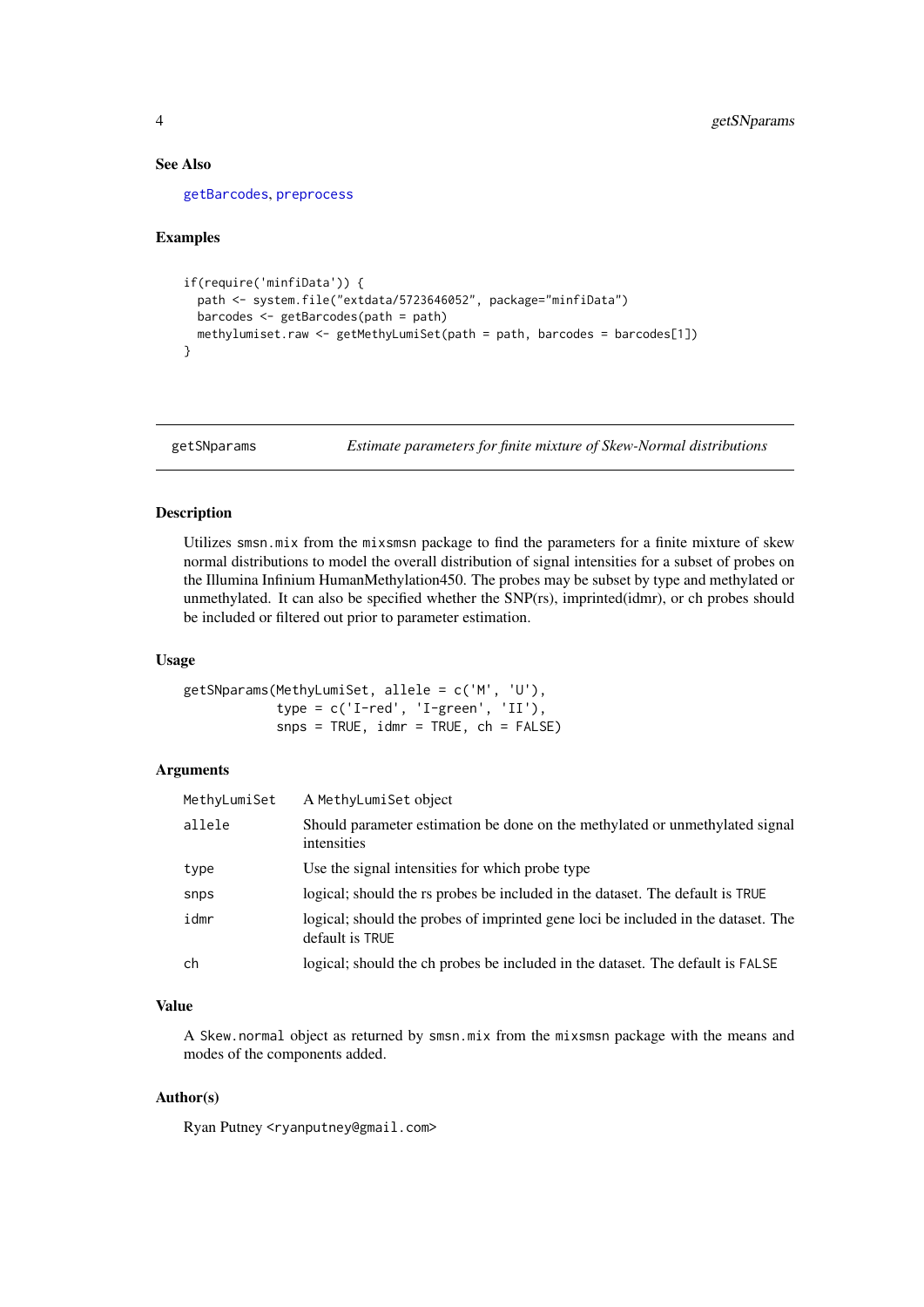### See Also

getBarcodes, preprocess

### Examples

```
if(require('minfiData')) {
  path <- system.file("extdata/5723646052", package="minfiData")
  barcodes <- getBarcodes(path = path)
  methylumiset.raw <- getMethyLumiSet(path = path, barcodes = barcodes[1])
}
```

---

## getSNparams — *Estimate parameters for finite mixture of Skew-Normal distributions*

---

### Description

Utilizes `smsn.mix` from the `mixsmsn` package to find the parameters for a finite mixture of skew normal distributions to model the overall distribution of signal intensities for a subset of probes on the Illumina Infinium HumanMethylation450. The probes may be subset by type and methylated or unmethylated. It can also be specified whether the SNP(rs), imprinted(idmr), or ch probes should be included or filtered out prior to parameter estimation.

### Usage

```
getSNparams(MethyLumiSet, allele = c('M', 'U'),
            type = c('I-red', 'I-green', 'II'),
            snps = TRUE, idmr = TRUE, ch = FALSE)
```

### Arguments

| | |
|---|---|
| `MethyLumiSet` | A `MethyLumiSet` object |
| `allele` | Should parameter estimation be done on the methylated or unmethylated signal intensities |
| `type` | Use the signal intensities for which probe type |
| `snps` | logical; should the rs probes be included in the dataset. The default is `TRUE` |
| `idmr` | logical; should the probes of imprinted gene loci be included in the dataset. The default is `TRUE` |
| `ch` | logical; should the ch probes be included in the dataset. The default is `FALSE` |

### Value

A `Skew.normal` object as returned by `smsn.mix` from the `mixsmsn` package with the means and modes of the components added.

### Author(s)

Ryan Putney <ryanputney@gmail.com>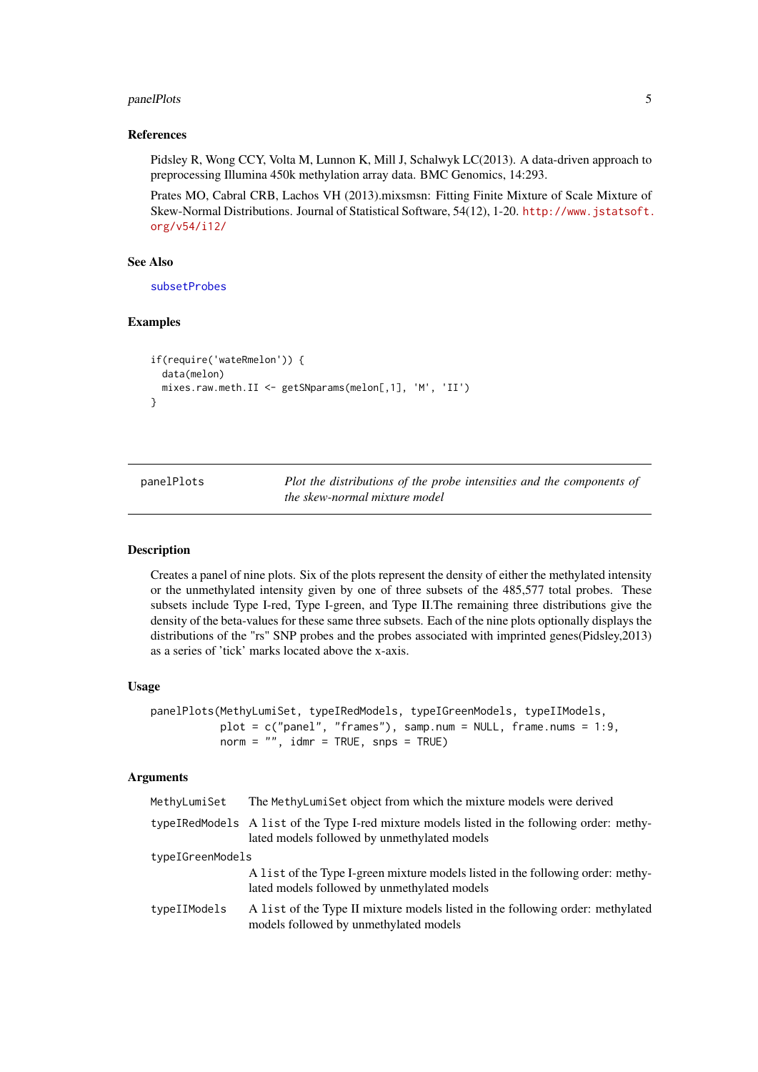### References

Pidsley R, Wong CCY, Volta M, Lunnon K, Mill J, Schalwyk LC(2013). A data-driven approach to preprocessing Illumina 450k methylation array data. BMC Genomics, 14:293.

Prates MO, Cabral CRB, Lachos VH (2013).mixsmsn: Fitting Finite Mixture of Scale Mixture of Skew-Normal Distributions. Journal of Statistical Software, 54(12), 1-20. http://www.jstatsoft.org/v54/i12/

### See Also

subsetProbes

### Examples

```
if(require('wateRmelon')) {
  data(melon)
  mixes.raw.meth.II <- getSNparams(melon[,1], 'M', 'II')
}
```

---

## panelPlots — *Plot the distributions of the probe intensities and the components of the skew-normal mixture model*

---

### Description

Creates a panel of nine plots. Six of the plots represent the density of either the methylated intensity or the unmethylated intensity given by one of three subsets of the 485,577 total probes. These subsets include Type I-red, Type I-green, and Type II.The remaining three distributions give the density of the beta-values for these same three subsets. Each of the nine plots optionally displays the distributions of the "rs" SNP probes and the probes associated with imprinted genes(Pidsley,2013) as a series of 'tick' marks located above the x-axis.

### Usage

```
panelPlots(MethyLumiSet, typeIRedModels, typeIGreenModels, typeIIModels,
           plot = c("panel", "frames"), samp.num = NULL, frame.nums = 1:9,
           norm = "", idmr = TRUE, snps = TRUE)
```

### Arguments

| | |
|---|---|
| MethyLumiSet | The MethyLumiSet object from which the mixture models were derived |
| typeIRedModels | A list of the Type I-red mixture models listed in the following order: methylated models followed by unmethylated models |
| typeIGreenModels | A list of the Type I-green mixture models listed in the following order: methylated models followed by unmethylated models |
| typeIIModels | A list of the Type II mixture models listed in the following order: methylated models followed by unmethylated models |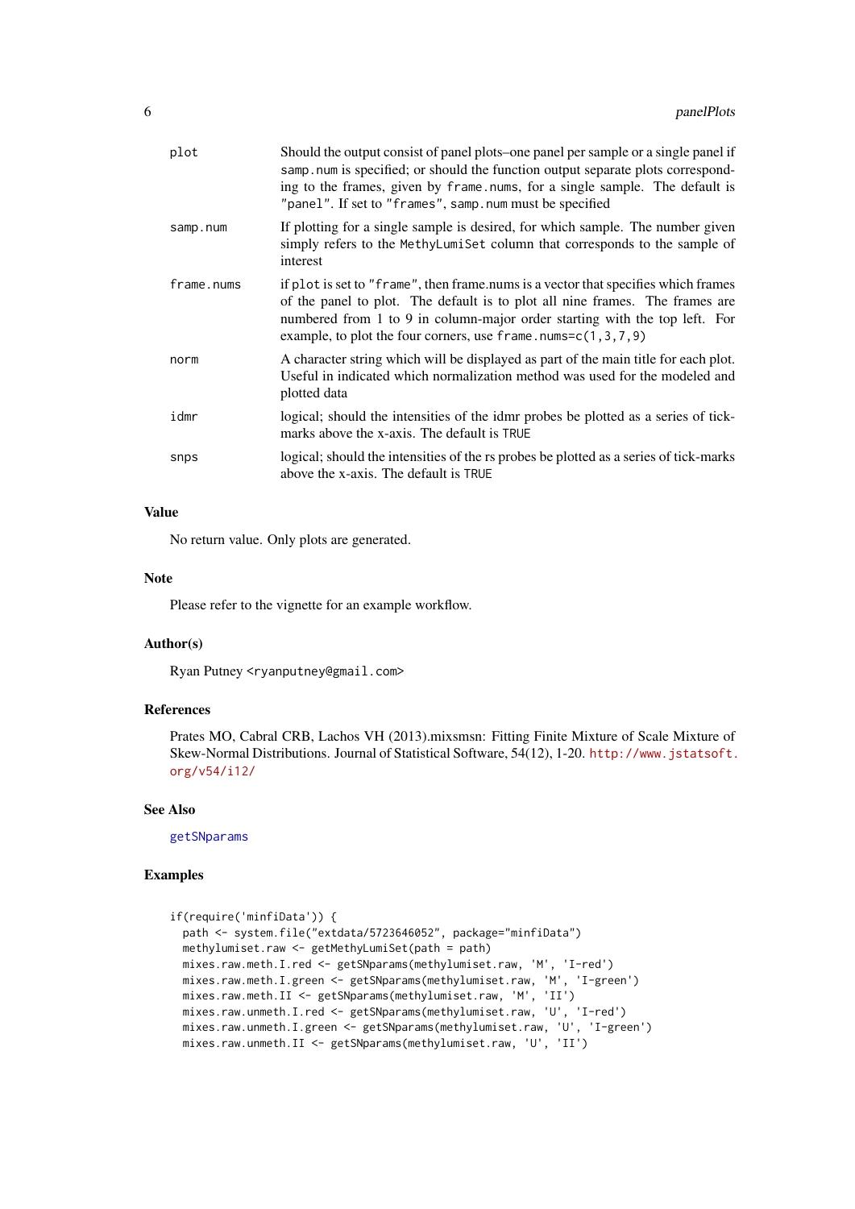| | |
|---|---|
| `plot` | Should the output consist of panel plots–one panel per sample or a single panel if `samp.num` is specified; or should the function output separate plots corresponding to the frames, given by `frame.nums`, for a single sample. The default is `"panel"`. If set to `"frames"`, `samp.num` must be specified |
| `samp.num` | If plotting for a single sample is desired, for which sample. The number given simply refers to the `MethyLumiSet` column that corresponds to the sample of interest |
| `frame.nums` | if `plot` is set to `"frame"`, then frame.nums is a vector that specifies which frames of the panel to plot. The default is to plot all nine frames. The frames are numbered from 1 to 9 in column-major order starting with the top left. For example, to plot the four corners, use `frame.nums=c(1,3,7,9)` |
| `norm` | A character string which will be displayed as part of the main title for each plot. Useful in indicated which normalization method was used for the modeled and plotted data |
| `idmr` | logical; should the intensities of the idmr probes be plotted as a series of tick-marks above the x-axis. The default is `TRUE` |
| `snps` | logical; should the intensities of the rs probes be plotted as a series of tick-marks above the x-axis. The default is `TRUE` |

### Value

No return value. Only plots are generated.

### Note

Please refer to the vignette for an example workflow.

### Author(s)

Ryan Putney <ryanputney@gmail.com>

### References

Prates MO, Cabral CRB, Lachos VH (2013).mixsmsn: Fitting Finite Mixture of Scale Mixture of Skew-Normal Distributions. Journal of Statistical Software, 54(12), 1-20. http://www.jstatsoft.org/v54/i12/

### See Also

`getSNparams`

### Examples

```
if(require('minfiData')) {
  path <- system.file("extdata/5723646052", package="minfiData")
  methylumiset.raw <- getMethyLumiSet(path = path)
  mixes.raw.meth.I.red <- getSNparams(methylumiset.raw, 'M', 'I-red')
  mixes.raw.meth.I.green <- getSNparams(methylumiset.raw, 'M', 'I-green')
  mixes.raw.meth.II <- getSNparams(methylumiset.raw, 'M', 'II')
  mixes.raw.unmeth.I.red <- getSNparams(methylumiset.raw, 'U', 'I-red')
  mixes.raw.unmeth.I.green <- getSNparams(methylumiset.raw, 'U', 'I-green')
  mixes.raw.unmeth.II <- getSNparams(methylumiset.raw, 'U', 'II')
```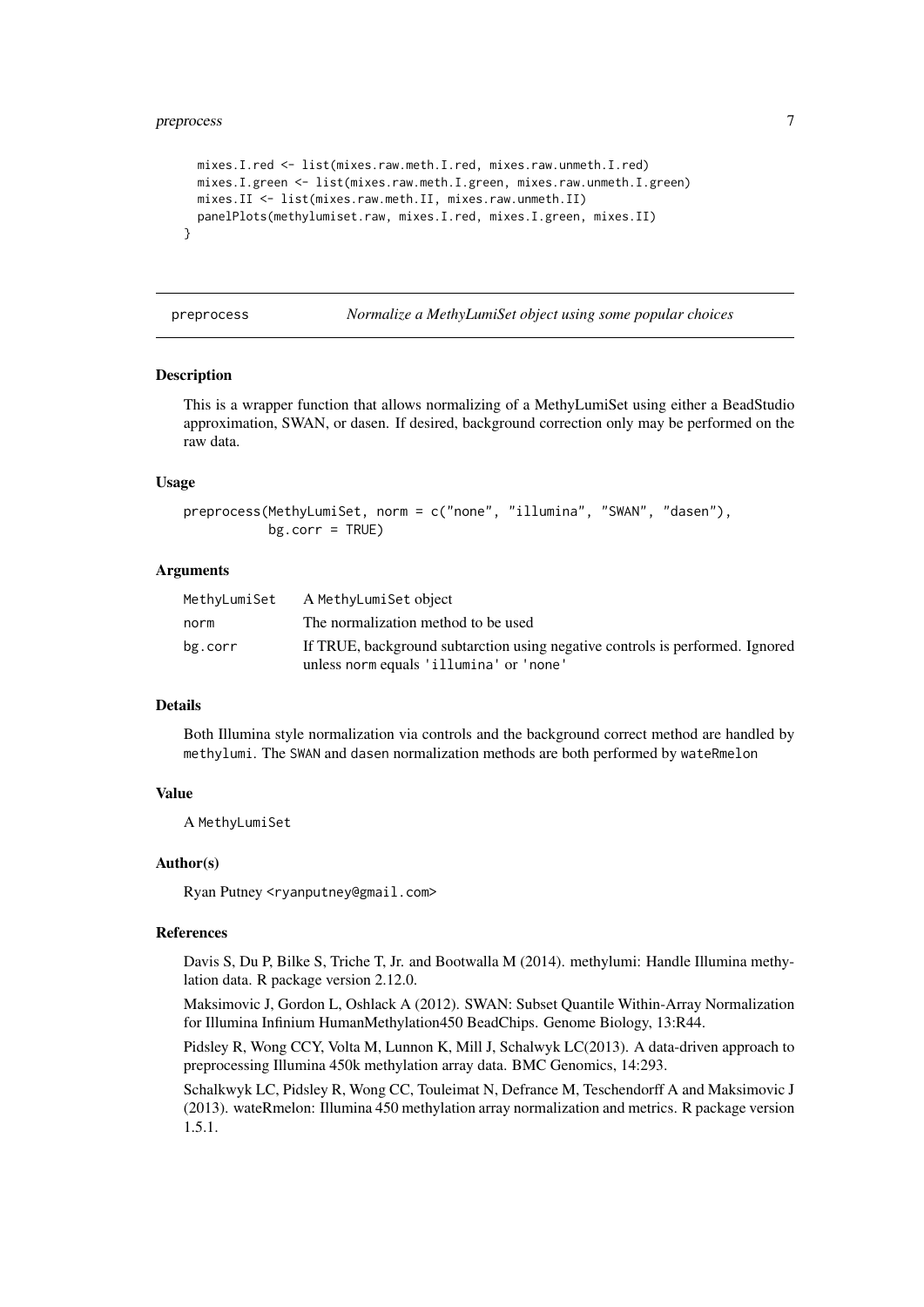```
  mixes.I.red <- list(mixes.raw.meth.I.red, mixes.raw.unmeth.I.red)
  mixes.I.green <- list(mixes.raw.meth.I.green, mixes.raw.unmeth.I.green)
  mixes.II <- list(mixes.raw.meth.II, mixes.raw.unmeth.II)
  panelPlots(methylumiset.raw, mixes.I.red, mixes.I.green, mixes.II)
}
```

---

## preprocess — *Normalize a MethyLumiSet object using some popular choices*

### Description

This is a wrapper function that allows normalizing of a MethyLumiSet using either a BeadStudio approximation, SWAN, or dasen. If desired, background correction only may be performed on the raw data.

### Usage

```
preprocess(MethyLumiSet, norm = c("none", "illumina", "SWAN", "dasen"),
           bg.corr = TRUE)
```

### Arguments

| | |
|---|---|
| `MethyLumiSet` | A `MethyLumiSet` object |
| `norm` | The normalization method to be used |
| `bg.corr` | If TRUE, background subtarction using negative controls is performed. Ignored unless `norm` equals `'illumina'` or `'none'` |

### Details

Both Illumina style normalization via controls and the background correct method are handled by `methylumi`. The `SWAN` and `dasen` normalization methods are both performed by `wateRmelon`

### Value

A `MethyLumiSet`

### Author(s)

Ryan Putney <ryanputney@gmail.com>

### References

Davis S, Du P, Bilke S, Triche T, Jr. and Bootwalla M (2014). methylumi: Handle Illumina methylation data. R package version 2.12.0.

Maksimovic J, Gordon L, Oshlack A (2012). SWAN: Subset Quantile Within-Array Normalization for Illumina Infinium HumanMethylation450 BeadChips. Genome Biology, 13:R44.

Pidsley R, Wong CCY, Volta M, Lunnon K, Mill J, Schalwyk LC(2013). A data-driven approach to preprocessing Illumina 450k methylation array data. BMC Genomics, 14:293.

Schalkwyk LC, Pidsley R, Wong CC, Touleimat N, Defrance M, Teschendorff A and Maksimovic J (2013). wateRmelon: Illumina 450 methylation array normalization and metrics. R package version 1.5.1.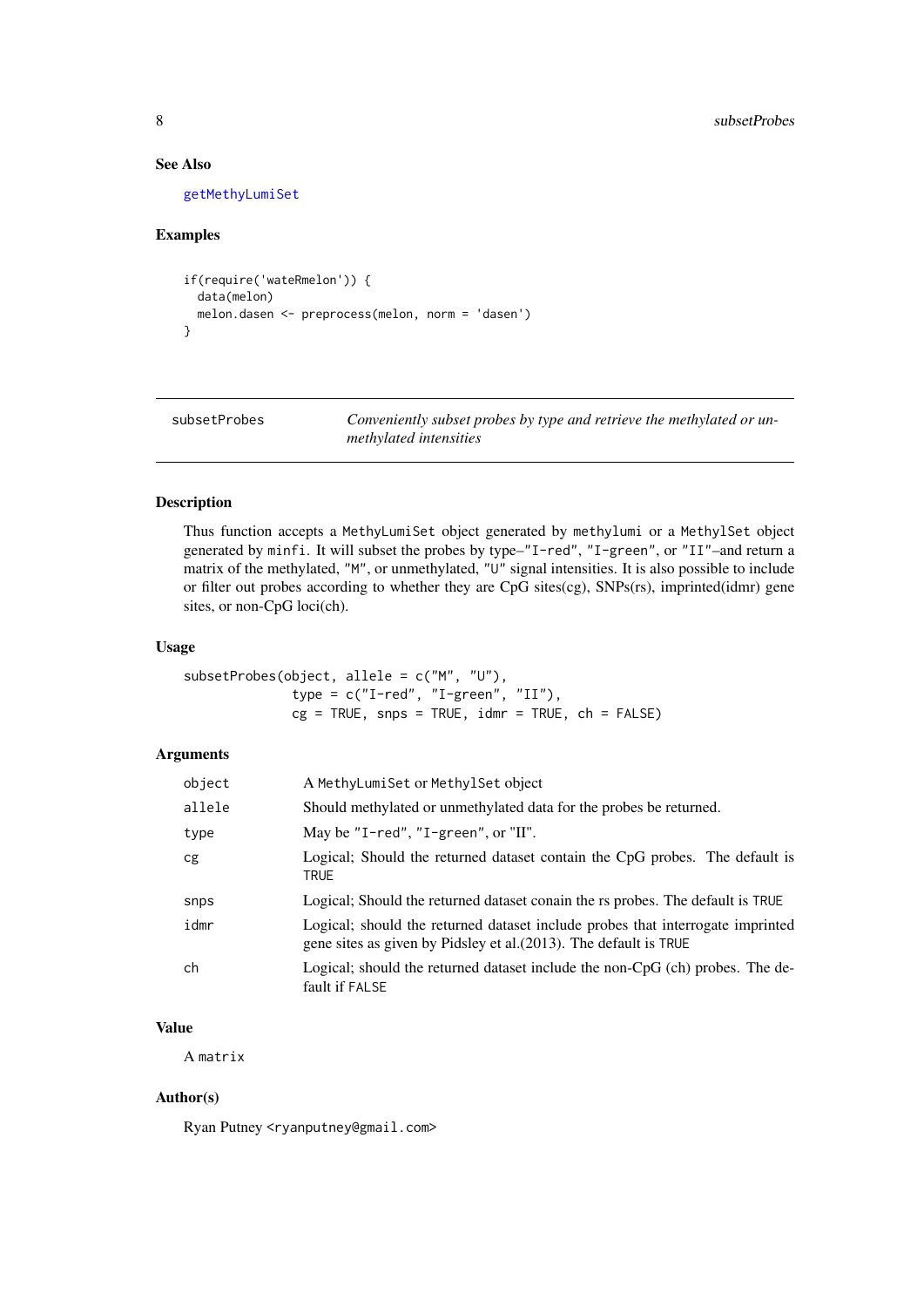### See Also

getMethyLumiSet

### Examples

```
if(require('wateRmelon')) {
  data(melon)
  melon.dasen <- preprocess(melon, norm = 'dasen')
}
```

---

## subsetProbes — *Conveniently subset probes by type and retrieve the methylated or unmethylated intensities*

---

### Description

Thus function accepts a `MethyLumiSet` object generated by `methylumi` or a `MethylSet` object generated by `minfi`. It will subset the probes by type–"`I-red`", "`I-green`", or "`II`"–and return a matrix of the methylated, "`M`", or unmethylated, "`U`" signal intensities. It is also possible to include or filter out probes according to whether they are CpG sites(cg), SNPs(rs), imprinted(idmr) gene sites, or non-CpG loci(ch).

### Usage

```
subsetProbes(object, allele = c("M", "U"),
             type = c("I-red", "I-green", "II"),
             cg = TRUE, snps = TRUE, idmr = TRUE, ch = FALSE)
```

### Arguments

| | |
|---|---|
| `object` | A `MethyLumiSet` or `MethylSet` object |
| `allele` | Should methylated or unmethylated data for the probes be returned. |
| `type` | May be "`I-red`", "`I-green`", or "II". |
| `cg` | Logical; Should the returned dataset contain the CpG probes. The default is `TRUE` |
| `snps` | Logical; Should the returned dataset conain the rs probes. The default is `TRUE` |
| `idmr` | Logical; should the returned dataset include probes that interrogate imprinted gene sites as given by Pidsley et al.(2013). The default is `TRUE` |
| `ch` | Logical; should the returned dataset include the non-CpG (ch) probes. The default if `FALSE` |

### Value

A `matrix`

### Author(s)

Ryan Putney <ryanputney@gmail.com>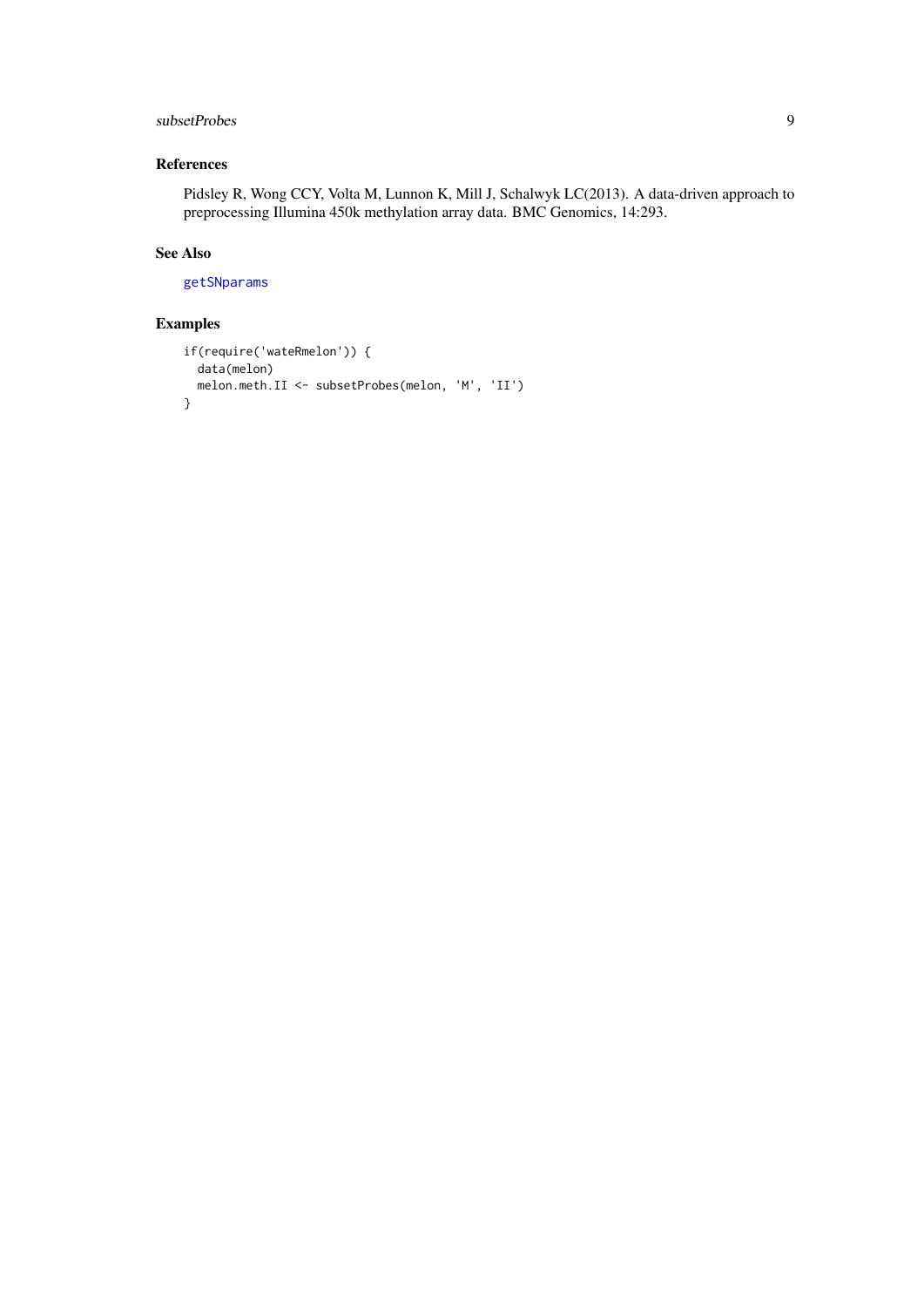## References

Pidsley R, Wong CCY, Volta M, Lunnon K, Mill J, Schalwyk LC(2013). A data-driven approach to preprocessing Illumina 450k methylation array data. BMC Genomics, 14:293.

## See Also

getSNparams

## Examples

```
if(require('wateRmelon')) {
  data(melon)
  melon.meth.II <- subsetProbes(melon, 'M', 'II')
}
```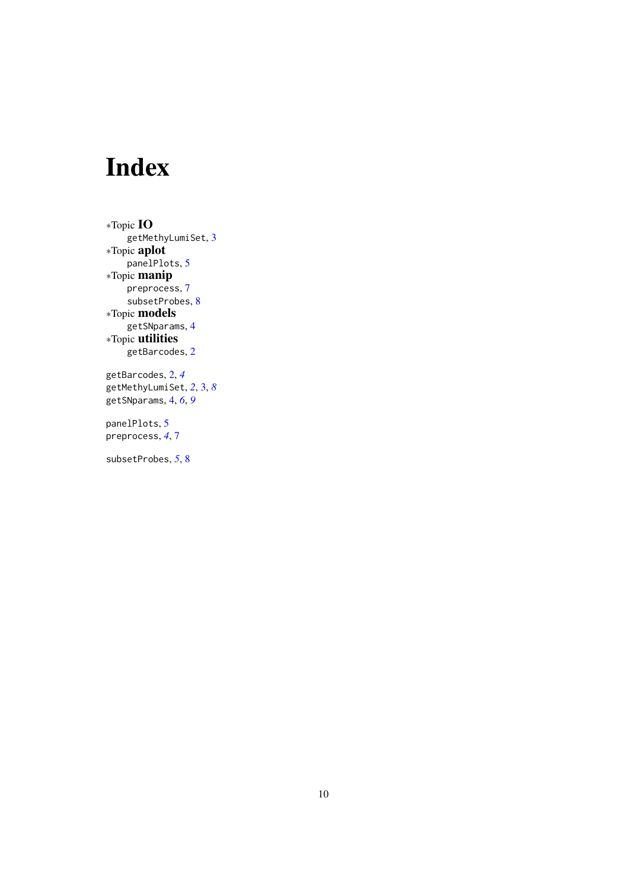# Index

*Topic **IO**
  getMethyLumiSet, 3
*Topic **aplot**
  panelPlots, 5
*Topic **manip**
  preprocess, 7
  subsetProbes, 8
*Topic **models**
  getSNparams, 4
*Topic **utilities**
  getBarcodes, 2

getBarcodes, 2, *4*
getMethyLumiSet, *2*, 3, *8*
getSNparams, 4, *6*, *9*

panelPlots, 5
preprocess, *4*, 7

subsetProbes, *5*, 8